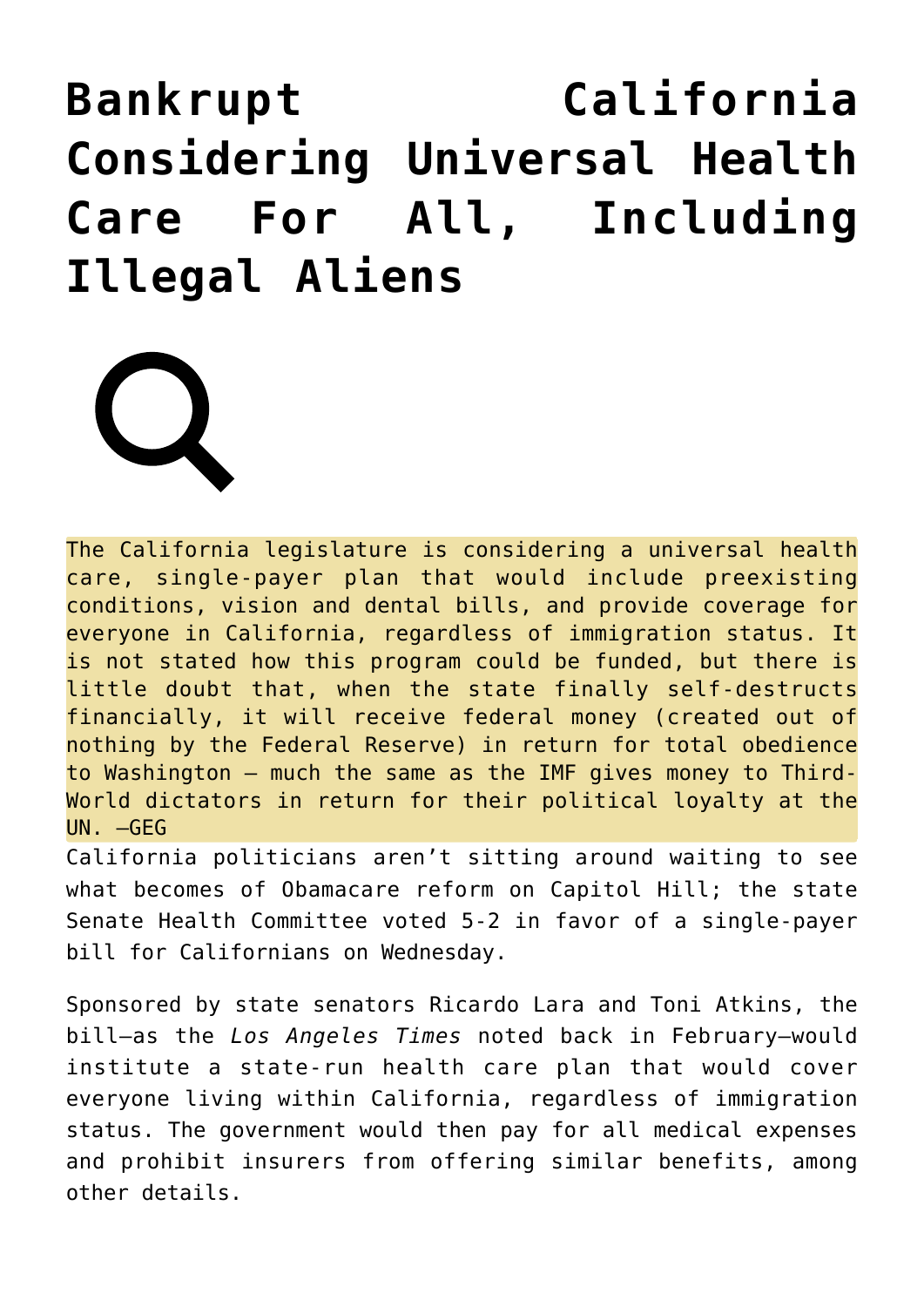# Bankrupt California Considering Universal Health Care For All, Including Illegal Aliens

The California legislature is considering a universal health care, single-payer plan that would include preexisting conditions, vision and dental bills, and provide coverage for everyone in California, regardless of immigration status. It is not stated how this program could be funded, but there is little doubt that, when the state finally self-destructs financially, it will receive federal money (created out of nothing by the Federal Reserve) in return for total obedience to Washington – much the same as the IMF gives money to Third-World dictators in return for their political loyalty at the UN. —GEG

California politicians aren't sitting around waiting to see what becomes of Obamacare reform on Capitol Hill; the state Senate Health Committee voted 5-2 in favor of a single-payer bill for Californians on Wednesday.

Sponsored by state senators Ricardo Lara and Toni Atkins, the bill—as the *Los Angeles Times* noted back in February—would institute a state-run health care plan that would cover everyone living within California, regardless of immigration status. The government would then pay for all medical expenses and prohibit insurers from offering similar benefits, among other details.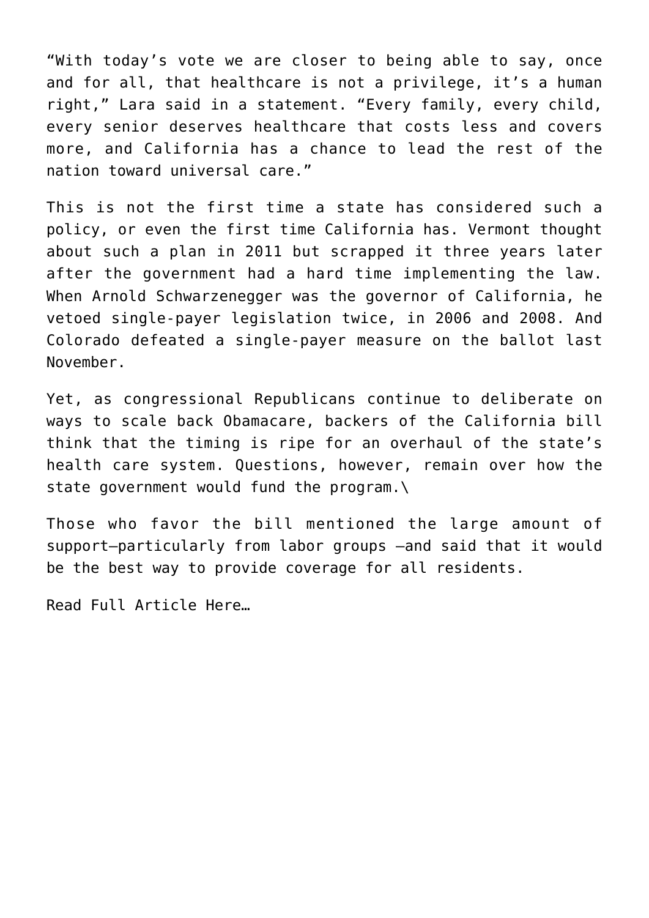"With today's vote we are closer to being able to say, once and for all, that healthcare is not a privilege, it's a human right," Lara said in a statement. "Every family, every child, every senior deserves healthcare that costs less and covers more, and California has a chance to lead the rest of the nation toward universal care."

This is not the first time a state has considered such a policy, or even the first time California has. Vermont thought about such a plan in 2011 but scrapped it three years later after the government had a hard time implementing the law. When Arnold Schwarzenegger was the governor of California, he vetoed single-payer legislation twice, in 2006 and 2008. And Colorado defeated a single-payer measure on the ballot last November.

Yet, as congressional Republicans continue to deliberate on ways to scale back Obamacare, backers of the California bill think that the timing is ripe for an overhaul of the state's health care system. Questions, however, remain over how the state government would fund the program.\

Those who favor the bill mentioned the large amount of support—particularly from labor groups —and said that it would be the best way to provide coverage for all residents.

Read Full Article Here…